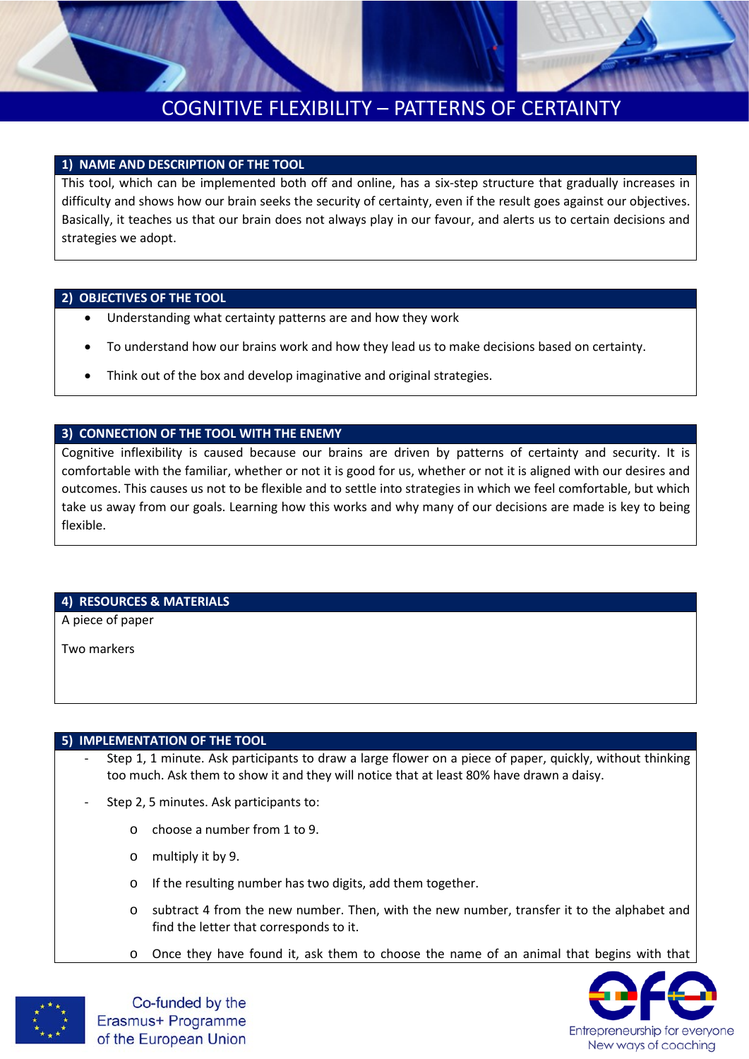# COGNITIVE FLEXIBILITY – PATTERNS OF CERTAINTY

## 1) NAME AND DESCRIPTION OF THE TOOL

This tool, which can be implemented both off and online, has a six-step structure that gradually increases in difficulty and shows how our brain seeks the security of certainty, even if the result goes against our objectives. Basically, it teaches us that our brain does not always play in our favour, and alerts us to certain decisions and strategies we adopt.

## 2) OBJECTIVES OF THE TOOL

- Understanding what certainty patterns are and how they work
- To understand how our brains work and how they lead us to make decisions based on certainty.
- Think out of the box and develop imaginative and original strategies.

## 3) CONNECTION OF THE TOOL WITH THE ENEMY

Cognitive inflexibility is caused because our brains are driven by patterns of certainty and security. It is comfortable with the familiar, whether or not it is good for us, whether or not it is aligned with our desires and outcomes. This causes us not to be flexible and to settle into strategies in which we feel comfortable, but which take us away from our goals. Learning how this works and why many of our decisions are made is key to being flexible.

## 4) RESOURCES & MATERIALS

A piece of paper

Two markers

## 5) IMPLEMENTATION OF THE TOOL

- Step 1, 1 minute. Ask participants to draw a large flower on a piece of paper, quickly, without thinking too much. Ask them to show it and they will notice that at least 80% have drawn a daisy.
- Step 2, 5 minutes. Ask participants to:
  - choose a number from 1 to 9.
  - multiply it by 9.
  - If the resulting number has two digits, add them together.
  - subtract 4 from the new number. Then, with the new number, transfer it to the alphabet and find the letter that corresponds to it.
  - Once they have found it, ask them to choose the name of an animal that begins with that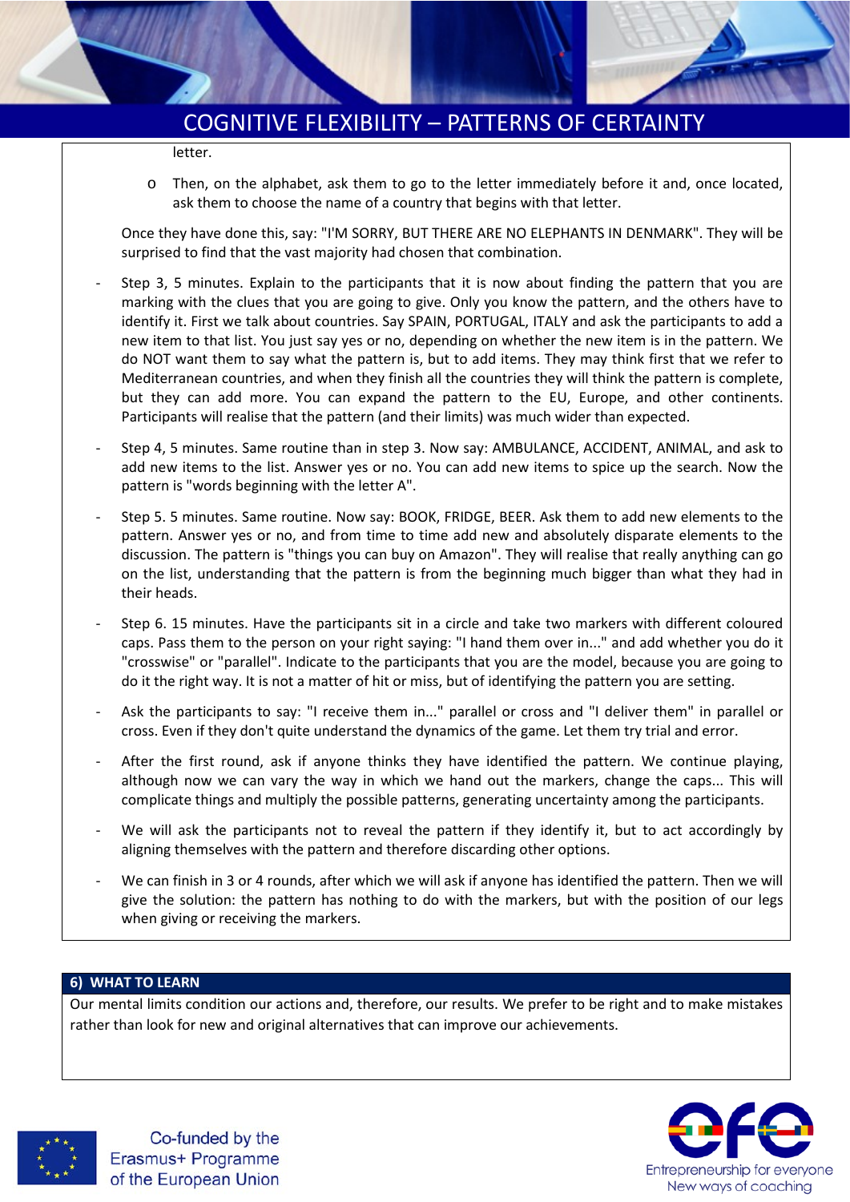letter.

- Then, on the alphabet, ask them to go to the letter immediately before it and, once located, ask them to choose the name of a country that begins with that letter.

Once they have done this, say: "I'M SORRY, BUT THERE ARE NO ELEPHANTS IN DENMARK". They will be surprised to find that the vast majority had chosen that combination.

- Step 3, 5 minutes. Explain to the participants that it is now about finding the pattern that you are marking with the clues that you are going to give. Only you know the pattern, and the others have to identify it. First we talk about countries. Say SPAIN, PORTUGAL, ITALY and ask the participants to add a new item to that list. You just say yes or no, depending on whether the new item is in the pattern. We do NOT want them to say what the pattern is, but to add items. They may think first that we refer to Mediterranean countries, and when they finish all the countries they will think the pattern is complete, but they can add more. You can expand the pattern to the EU, Europe, and other continents. Participants will realise that the pattern (and their limits) was much wider than expected.
- Step 4, 5 minutes. Same routine than in step 3. Now say: AMBULANCE, ACCIDENT, ANIMAL, and ask to add new items to the list. Answer yes or no. You can add new items to spice up the search. Now the pattern is "words beginning with the letter A".
- Step 5. 5 minutes. Same routine. Now say: BOOK, FRIDGE, BEER. Ask them to add new elements to the pattern. Answer yes or no, and from time to time add new and absolutely disparate elements to the discussion. The pattern is "things you can buy on Amazon". They will realise that really anything can go on the list, understanding that the pattern is from the beginning much bigger than what they had in their heads.
- Step 6. 15 minutes. Have the participants sit in a circle and take two markers with different coloured caps. Pass them to the person on your right saying: "I hand them over in..." and add whether you do it "crosswise" or "parallel". Indicate to the participants that you are the model, because you are going to do it the right way. It is not a matter of hit or miss, but of identifying the pattern you are setting.
- Ask the participants to say: "I receive them in..." parallel or cross and "I deliver them" in parallel or cross. Even if they don't quite understand the dynamics of the game. Let them try trial and error.
- After the first round, ask if anyone thinks they have identified the pattern. We continue playing, although now we can vary the way in which we hand out the markers, change the caps... This will complicate things and multiply the possible patterns, generating uncertainty among the participants.
- We will ask the participants not to reveal the pattern if they identify it, but to act accordingly by aligning themselves with the pattern and therefore discarding other options.
- We can finish in 3 or 4 rounds, after which we will ask if anyone has identified the pattern. Then we will give the solution: the pattern has nothing to do with the markers, but with the position of our legs when giving or receiving the markers.

## 6) WHAT TO LEARN

Our mental limits condition our actions and, therefore, our results. We prefer to be right and to make mistakes rather than look for new and original alternatives that can improve our achievements.